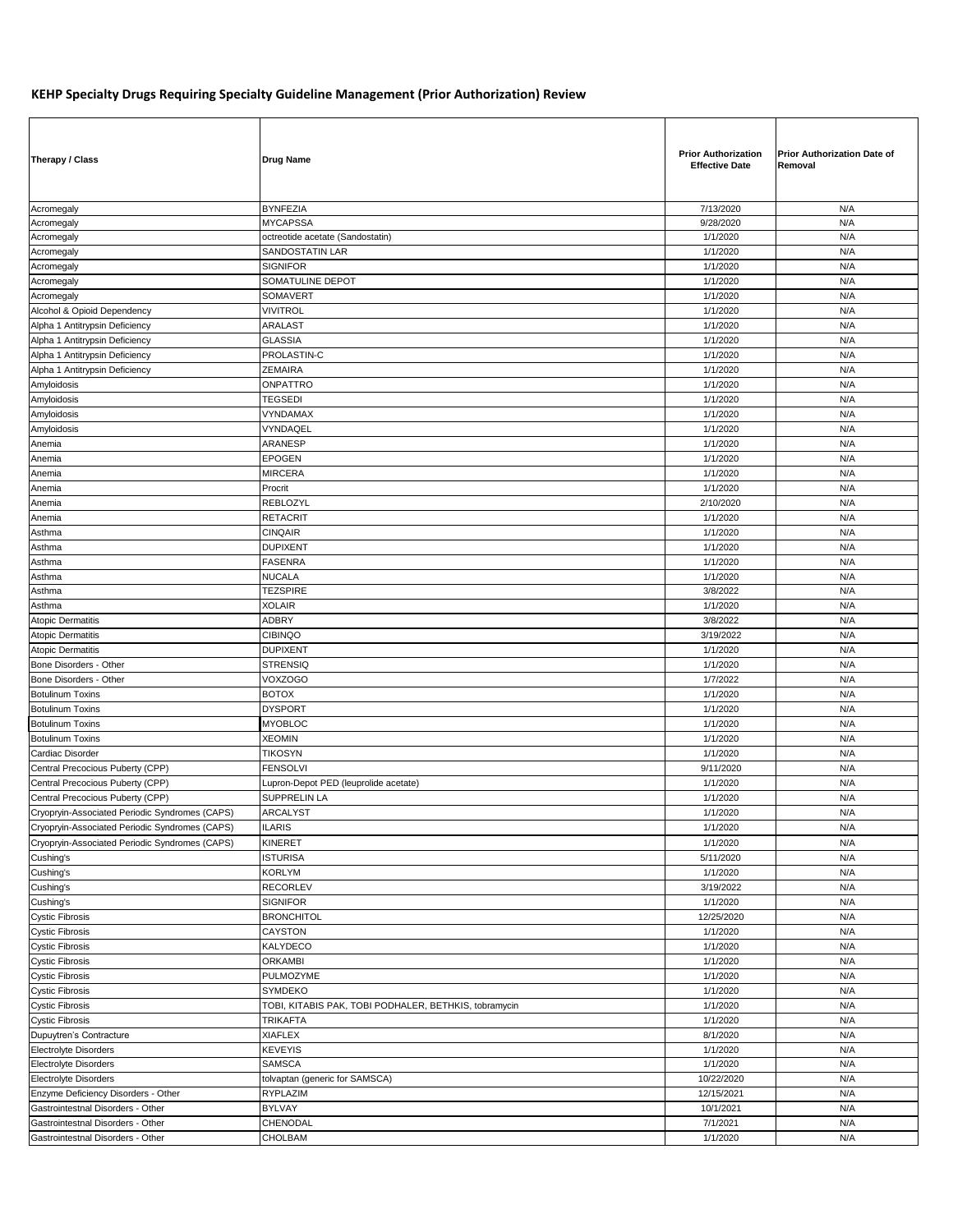# KEHP Specialty Drugs Requiring Specialty Guideline Management (Prior Authorization) Review

| Therapy / Class | Drug Name | Prior Authorization Effective Date | Prior Authorization Date of Removal |
|---|---|---|---|
| Acromegaly | BYNFEZIA | 7/13/2020 | N/A |
| Acromegaly | MYCAPSSA | 9/28/2020 | N/A |
| Acromegaly | octreotide acetate (Sandostatin) | 1/1/2020 | N/A |
| Acromegaly | SANDOSTATIN LAR | 1/1/2020 | N/A |
| Acromegaly | SIGNIFOR | 1/1/2020 | N/A |
| Acromegaly | SOMATULINE DEPOT | 1/1/2020 | N/A |
| Acromegaly | SOMAVERT | 1/1/2020 | N/A |
| Alcohol & Opioid Dependency | VIVITROL | 1/1/2020 | N/A |
| Alpha 1 Antitrypsin Deficiency | ARALAST | 1/1/2020 | N/A |
| Alpha 1 Antitrypsin Deficiency | GLASSIA | 1/1/2020 | N/A |
| Alpha 1 Antitrypsin Deficiency | PROLASTIN-C | 1/1/2020 | N/A |
| Alpha 1 Antitrypsin Deficiency | ZEMAIRA | 1/1/2020 | N/A |
| Amyloidosis | ONPATTRO | 1/1/2020 | N/A |
| Amyloidosis | TEGSEDI | 1/1/2020 | N/A |
| Amyloidosis | VYNDAMAX | 1/1/2020 | N/A |
| Amyloidosis | VYNDAQEL | 1/1/2020 | N/A |
| Anemia | ARANESP | 1/1/2020 | N/A |
| Anemia | EPOGEN | 1/1/2020 | N/A |
| Anemia | MIRCERA | 1/1/2020 | N/A |
| Anemia | Procrit | 1/1/2020 | N/A |
| Anemia | REBLOZYL | 2/10/2020 | N/A |
| Anemia | RETACRIT | 1/1/2020 | N/A |
| Asthma | CINQAIR | 1/1/2020 | N/A |
| Asthma | DUPIXENT | 1/1/2020 | N/A |
| Asthma | FASENRA | 1/1/2020 | N/A |
| Asthma | NUCALA | 1/1/2020 | N/A |
| Asthma | TEZSPIRE | 3/8/2022 | N/A |
| Asthma | XOLAIR | 1/1/2020 | N/A |
| Atopic Dermatitis | ADBRY | 3/8/2022 | N/A |
| Atopic Dermatitis | CIBINQO | 3/19/2022 | N/A |
| Atopic Dermatitis | DUPIXENT | 1/1/2020 | N/A |
| Bone Disorders - Other | STRENSIQ | 1/1/2020 | N/A |
| Bone Disorders - Other | VOXZOGO | 1/7/2022 | N/A |
| Botulinum Toxins | BOTOX | 1/1/2020 | N/A |
| Botulinum Toxins | DYSPORT | 1/1/2020 | N/A |
| Botulinum Toxins | MYOBLOC | 1/1/2020 | N/A |
| Botulinum Toxins | XEOMIN | 1/1/2020 | N/A |
| Cardiac Disorder | TIKOSYN | 1/1/2020 | N/A |
| Central Precocious Puberty (CPP) | FENSOLVI | 9/11/2020 | N/A |
| Central Precocious Puberty (CPP) | Lupron-Depot PED (leuprolide acetate) | 1/1/2020 | N/A |
| Central Precocious Puberty (CPP) | SUPPRELIN LA | 1/1/2020 | N/A |
| Cryopryin-Associated Periodic Syndromes (CAPS) | ARCALYST | 1/1/2020 | N/A |
| Cryopryin-Associated Periodic Syndromes (CAPS) | ILARIS | 1/1/2020 | N/A |
| Cryopryin-Associated Periodic Syndromes (CAPS) | KINERET | 1/1/2020 | N/A |
| Cushing's | ISTURISA | 5/11/2020 | N/A |
| Cushing's | KORLYM | 1/1/2020 | N/A |
| Cushing's | RECORLEV | 3/19/2022 | N/A |
| Cushing's | SIGNIFOR | 1/1/2020 | N/A |
| Cystic Fibrosis | BRONCHITOL | 12/25/2020 | N/A |
| Cystic Fibrosis | CAYSTON | 1/1/2020 | N/A |
| Cystic Fibrosis | KALYDECO | 1/1/2020 | N/A |
| Cystic Fibrosis | ORKAMBI | 1/1/2020 | N/A |
| Cystic Fibrosis | PULMOZYME | 1/1/2020 | N/A |
| Cystic Fibrosis | SYMDEKO | 1/1/2020 | N/A |
| Cystic Fibrosis | TOBI, KITABIS PAK, TOBI PODHALER, BETHKIS, tobramycin | 1/1/2020 | N/A |
| Cystic Fibrosis | TRIKAFTA | 1/1/2020 | N/A |
| Dupuytren's Contracture | XIAFLEX | 8/1/2020 | N/A |
| Electrolyte Disorders | KEVEYIS | 1/1/2020 | N/A |
| Electrolyte Disorders | SAMSCA | 1/1/2020 | N/A |
| Electrolyte Disorders | tolvaptan (generic for SAMSCA) | 10/22/2020 | N/A |
| Enzyme Deficiency Disorders - Other | RYPLAZIM | 12/15/2021 | N/A |
| Gastrointestnal Disorders - Other | BYLVAY | 10/1/2021 | N/A |
| Gastrointestnal Disorders - Other | CHENODAL | 7/1/2021 | N/A |
| Gastrointestnal Disorders - Other | CHOLBAM | 1/1/2020 | N/A |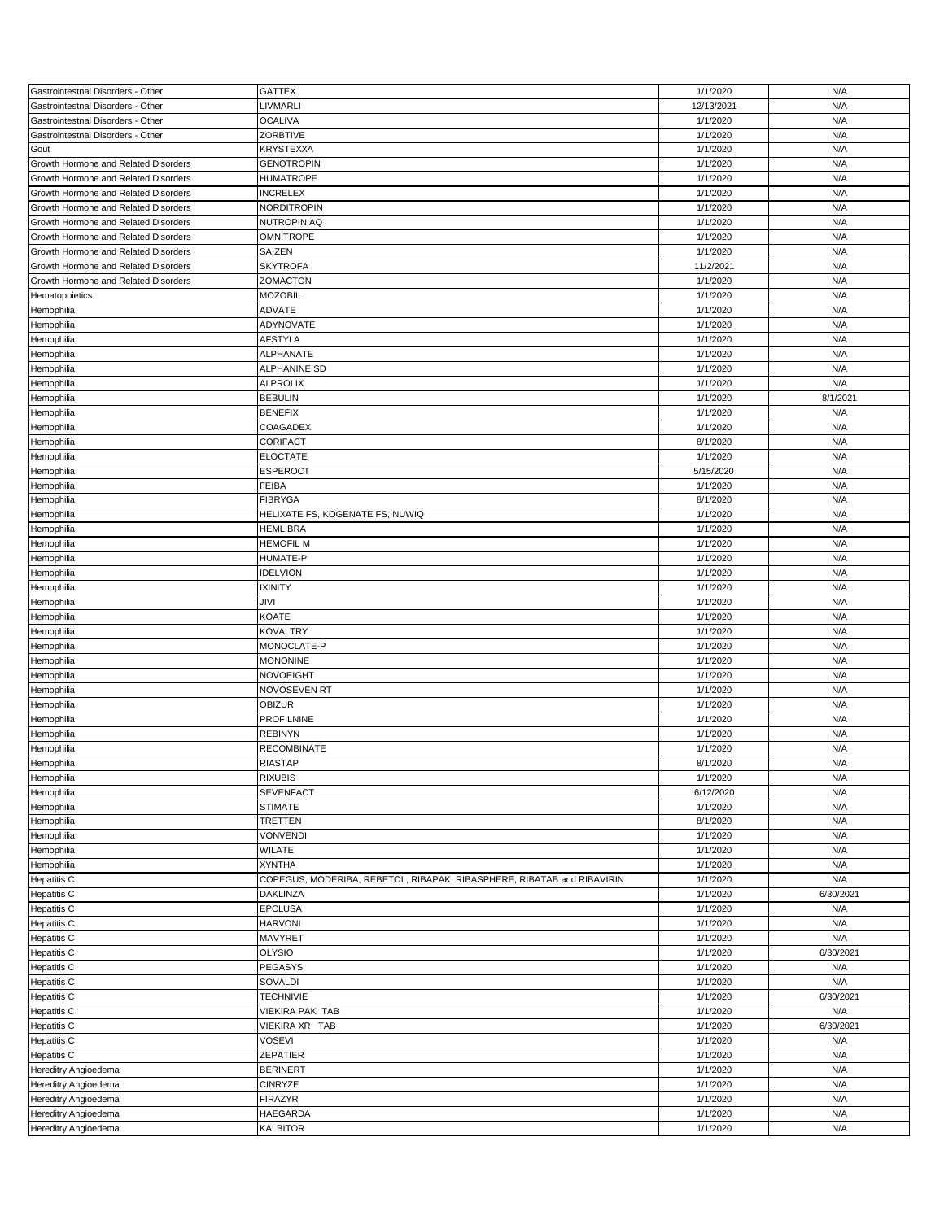| Gastrointestnal Disorders - Other | GATTEX | 1/1/2020 | N/A |
|---|---|---|---|
| Gastrointestnal Disorders - Other | LIVMARLI | 12/13/2021 | N/A |
| Gastrointestnal Disorders - Other | OCALIVA | 1/1/2020 | N/A |
| Gastrointestnal Disorders - Other | ZORBTIVE | 1/1/2020 | N/A |
| Gout | KRYSTEXXA | 1/1/2020 | N/A |
| Growth Hormone and Related Disorders | GENOTROPIN | 1/1/2020 | N/A |
| Growth Hormone and Related Disorders | HUMATROPE | 1/1/2020 | N/A |
| Growth Hormone and Related Disorders | INCRELEX | 1/1/2020 | N/A |
| Growth Hormone and Related Disorders | NORDITROPIN | 1/1/2020 | N/A |
| Growth Hormone and Related Disorders | NUTROPIN AQ | 1/1/2020 | N/A |
| Growth Hormone and Related Disorders | OMNITROPE | 1/1/2020 | N/A |
| Growth Hormone and Related Disorders | SAIZEN | 1/1/2020 | N/A |
| Growth Hormone and Related Disorders | SKYTROFA | 11/2/2021 | N/A |
| Growth Hormone and Related Disorders | ZOMACTON | 1/1/2020 | N/A |
| Hematopoietics | MOZOBIL | 1/1/2020 | N/A |
| Hemophilia | ADVATE | 1/1/2020 | N/A |
| Hemophilia | ADYNOVATE | 1/1/2020 | N/A |
| Hemophilia | AFSTYLA | 1/1/2020 | N/A |
| Hemophilia | ALPHANATE | 1/1/2020 | N/A |
| Hemophilia | ALPHANINE SD | 1/1/2020 | N/A |
| Hemophilia | ALPROLIX | 1/1/2020 | N/A |
| Hemophilia | BEBULIN | 1/1/2020 | 8/1/2021 |
| Hemophilia | BENEFIX | 1/1/2020 | N/A |
| Hemophilia | COAGADEX | 1/1/2020 | N/A |
| Hemophilia | CORIFACT | 8/1/2020 | N/A |
| Hemophilia | ELOCTATE | 1/1/2020 | N/A |
| Hemophilia | ESPEROCT | 5/15/2020 | N/A |
| Hemophilia | FEIBA | 1/1/2020 | N/A |
| Hemophilia | FIBRYGA | 8/1/2020 | N/A |
| Hemophilia | HELIXATE FS, KOGENATE FS, NUWIQ | 1/1/2020 | N/A |
| Hemophilia | HEMLIBRA | 1/1/2020 | N/A |
| Hemophilia | HEMOFIL M | 1/1/2020 | N/A |
| Hemophilia | HUMATE-P | 1/1/2020 | N/A |
| Hemophilia | IDELVION | 1/1/2020 | N/A |
| Hemophilia | IXINITY | 1/1/2020 | N/A |
| Hemophilia | JIVI | 1/1/2020 | N/A |
| Hemophilia | KOATE | 1/1/2020 | N/A |
| Hemophilia | KOVALTRY | 1/1/2020 | N/A |
| Hemophilia | MONOCLATE-P | 1/1/2020 | N/A |
| Hemophilia | MONONINE | 1/1/2020 | N/A |
| Hemophilia | NOVOEIGHT | 1/1/2020 | N/A |
| Hemophilia | NOVOSEVEN RT | 1/1/2020 | N/A |
| Hemophilia | OBIZUR | 1/1/2020 | N/A |
| Hemophilia | PROFILNINE | 1/1/2020 | N/A |
| Hemophilia | REBINYN | 1/1/2020 | N/A |
| Hemophilia | RECOMBINATE | 1/1/2020 | N/A |
| Hemophilia | RIASTAP | 8/1/2020 | N/A |
| Hemophilia | RIXUBIS | 1/1/2020 | N/A |
| Hemophilia | SEVENFACT | 6/12/2020 | N/A |
| Hemophilia | STIMATE | 1/1/2020 | N/A |
| Hemophilia | TRETTEN | 8/1/2020 | N/A |
| Hemophilia | VONVENDI | 1/1/2020 | N/A |
| Hemophilia | WILATE | 1/1/2020 | N/A |
| Hemophilia | XYNTHA | 1/1/2020 | N/A |
| Hepatitis C | COPEGUS, MODERIBA, REBETOL, RIBAPAK, RIBASPHERE, RIBATAB and RIBAVIRIN | 1/1/2020 | N/A |
| Hepatitis C | DAKLINZA | 1/1/2020 | 6/30/2021 |
| Hepatitis C | EPCLUSA | 1/1/2020 | N/A |
| Hepatitis C | HARVONI | 1/1/2020 | N/A |
| Hepatitis C | MAVYRET | 1/1/2020 | N/A |
| Hepatitis C | OLYSIO | 1/1/2020 | 6/30/2021 |
| Hepatitis C | PEGASYS | 1/1/2020 | N/A |
| Hepatitis C | SOVALDI | 1/1/2020 | N/A |
| Hepatitis C | TECHNIVIE | 1/1/2020 | 6/30/2021 |
| Hepatitis C | VIEKIRA PAK TAB | 1/1/2020 | N/A |
| Hepatitis C | VIEKIRA XR TAB | 1/1/2020 | 6/30/2021 |
| Hepatitis C | VOSEVI | 1/1/2020 | N/A |
| Hepatitis C | ZEPATIER | 1/1/2020 | N/A |
| Hereditry Angioedema | BERINERT | 1/1/2020 | N/A |
| Hereditry Angioedema | CINRYZE | 1/1/2020 | N/A |
| Hereditry Angioedema | FIRAZYR | 1/1/2020 | N/A |
| Hereditry Angioedema | HAEGARDA | 1/1/2020 | N/A |
| Hereditry Angioedema | KALBITOR | 1/1/2020 | N/A |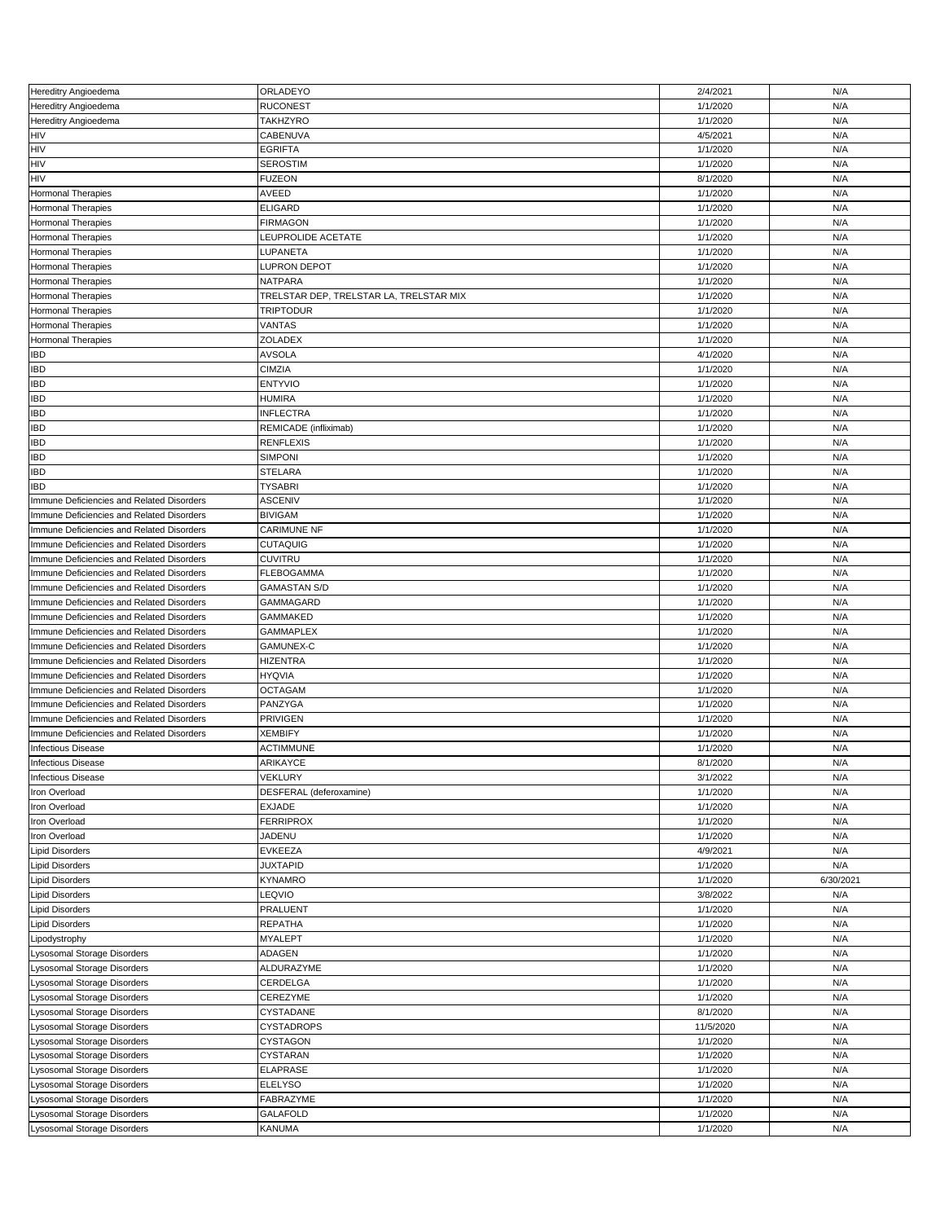| | | | |
|---|---|---|---|
| Hereditry Angioedema | ORLADEYO | 2/4/2021 | N/A |
| Hereditry Angioedema | RUCONEST | 1/1/2020 | N/A |
| Hereditry Angioedema | TAKHZYRO | 1/1/2020 | N/A |
| HIV | CABENUVA | 4/5/2021 | N/A |
| HIV | EGRIFTA | 1/1/2020 | N/A |
| HIV | SEROSTIM | 1/1/2020 | N/A |
| HIV | FUZEON | 8/1/2020 | N/A |
| Hormonal Therapies | AVEED | 1/1/2020 | N/A |
| Hormonal Therapies | ELIGARD | 1/1/2020 | N/A |
| Hormonal Therapies | FIRMAGON | 1/1/2020 | N/A |
| Hormonal Therapies | LEUPROLIDE ACETATE | 1/1/2020 | N/A |
| Hormonal Therapies | LUPANETA | 1/1/2020 | N/A |
| Hormonal Therapies | LUPRON DEPOT | 1/1/2020 | N/A |
| Hormonal Therapies | NATPARA | 1/1/2020 | N/A |
| Hormonal Therapies | TRELSTAR DEP, TRELSTAR LA, TRELSTAR MIX | 1/1/2020 | N/A |
| Hormonal Therapies | TRIPTODUR | 1/1/2020 | N/A |
| Hormonal Therapies | VANTAS | 1/1/2020 | N/A |
| Hormonal Therapies | ZOLADEX | 1/1/2020 | N/A |
| IBD | AVSOLA | 4/1/2020 | N/A |
| IBD | CIMZIA | 1/1/2020 | N/A |
| IBD | ENTYVIO | 1/1/2020 | N/A |
| IBD | HUMIRA | 1/1/2020 | N/A |
| IBD | INFLECTRA | 1/1/2020 | N/A |
| IBD | REMICADE (infliximab) | 1/1/2020 | N/A |
| IBD | RENFLEXIS | 1/1/2020 | N/A |
| IBD | SIMPONI | 1/1/2020 | N/A |
| IBD | STELARA | 1/1/2020 | N/A |
| IBD | TYSABRI | 1/1/2020 | N/A |
| Immune Deficiencies and Related Disorders | ASCENIV | 1/1/2020 | N/A |
| Immune Deficiencies and Related Disorders | BIVIGAM | 1/1/2020 | N/A |
| Immune Deficiencies and Related Disorders | CARIMUNE NF | 1/1/2020 | N/A |
| Immune Deficiencies and Related Disorders | CUTAQUIG | 1/1/2020 | N/A |
| Immune Deficiencies and Related Disorders | CUVITRU | 1/1/2020 | N/A |
| Immune Deficiencies and Related Disorders | FLEBOGAMMA | 1/1/2020 | N/A |
| Immune Deficiencies and Related Disorders | GAMASTAN S/D | 1/1/2020 | N/A |
| Immune Deficiencies and Related Disorders | GAMMAGARD | 1/1/2020 | N/A |
| Immune Deficiencies and Related Disorders | GAMMAKED | 1/1/2020 | N/A |
| Immune Deficiencies and Related Disorders | GAMMAPLEX | 1/1/2020 | N/A |
| Immune Deficiencies and Related Disorders | GAMUNEX-C | 1/1/2020 | N/A |
| Immune Deficiencies and Related Disorders | HIZENTRA | 1/1/2020 | N/A |
| Immune Deficiencies and Related Disorders | HYQVIA | 1/1/2020 | N/A |
| Immune Deficiencies and Related Disorders | OCTAGAM | 1/1/2020 | N/A |
| Immune Deficiencies and Related Disorders | PANZYGA | 1/1/2020 | N/A |
| Immune Deficiencies and Related Disorders | PRIVIGEN | 1/1/2020 | N/A |
| Immune Deficiencies and Related Disorders | XEMBIFY | 1/1/2020 | N/A |
| Infectious Disease | ACTIMMUNE | 1/1/2020 | N/A |
| Infectious Disease | ARIKAYCE | 8/1/2020 | N/A |
| Infectious Disease | VEKLURY | 3/1/2022 | N/A |
| Iron Overload | DESFERAL (deferoxamine) | 1/1/2020 | N/A |
| Iron Overload | EXJADE | 1/1/2020 | N/A |
| Iron Overload | FERRIPROX | 1/1/2020 | N/A |
| Iron Overload | JADENU | 1/1/2020 | N/A |
| Lipid Disorders | EVKEEZA | 4/9/2021 | N/A |
| Lipid Disorders | JUXTAPID | 1/1/2020 | N/A |
| Lipid Disorders | KYNAMRO | 1/1/2020 | 6/30/2021 |
| Lipid Disorders | LEQVIO | 3/8/2022 | N/A |
| Lipid Disorders | PRALUENT | 1/1/2020 | N/A |
| Lipid Disorders | REPATHA | 1/1/2020 | N/A |
| Lipodystrophy | MYALEPT | 1/1/2020 | N/A |
| Lysosomal Storage Disorders | ADAGEN | 1/1/2020 | N/A |
| Lysosomal Storage Disorders | ALDURAZYME | 1/1/2020 | N/A |
| Lysosomal Storage Disorders | CERDELGA | 1/1/2020 | N/A |
| Lysosomal Storage Disorders | CEREZYME | 1/1/2020 | N/A |
| Lysosomal Storage Disorders | CYSTADANE | 8/1/2020 | N/A |
| Lysosomal Storage Disorders | CYSTADROPS | 11/5/2020 | N/A |
| Lysosomal Storage Disorders | CYSTAGON | 1/1/2020 | N/A |
| Lysosomal Storage Disorders | CYSTARAN | 1/1/2020 | N/A |
| Lysosomal Storage Disorders | ELAPRASE | 1/1/2020 | N/A |
| Lysosomal Storage Disorders | ELELYSO | 1/1/2020 | N/A |
| Lysosomal Storage Disorders | FABRAZYME | 1/1/2020 | N/A |
| Lysosomal Storage Disorders | GALAFOLD | 1/1/2020 | N/A |
| Lysosomal Storage Disorders | KANUMA | 1/1/2020 | N/A |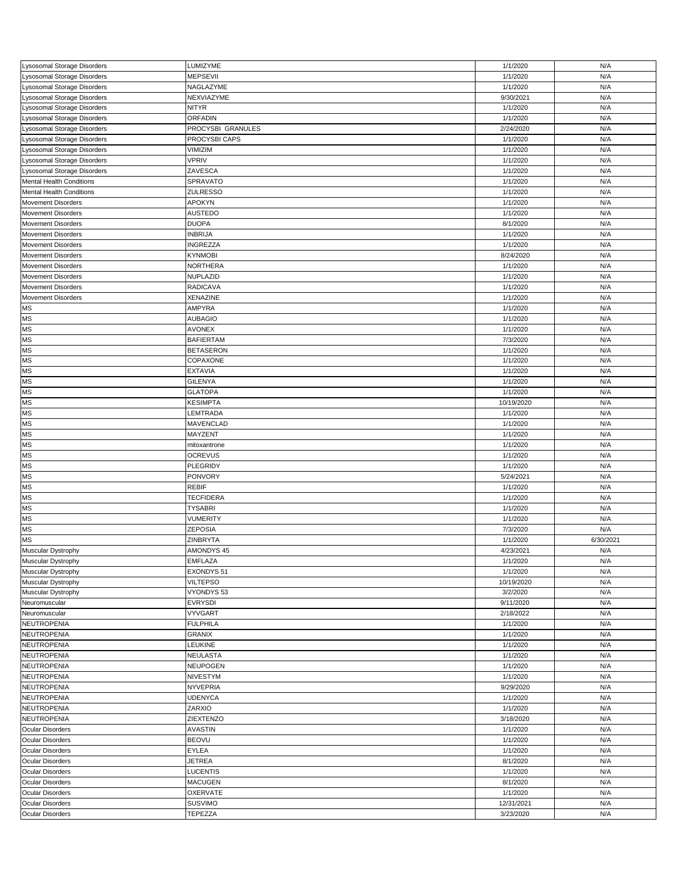| | | | |
|---|---|---|---|
| Lysosomal Storage Disorders | LUMIZYME | 1/1/2020 | N/A |
| Lysosomal Storage Disorders | MEPSEVII | 1/1/2020 | N/A |
| Lysosomal Storage Disorders | NAGLAZYME | 1/1/2020 | N/A |
| Lysosomal Storage Disorders | NEXVIAZYME | 9/30/2021 | N/A |
| Lysosomal Storage Disorders | NITYR | 1/1/2020 | N/A |
| Lysosomal Storage Disorders | ORFADIN | 1/1/2020 | N/A |
| Lysosomal Storage Disorders | PROCYSBI GRANULES | 2/24/2020 | N/A |
| Lysosomal Storage Disorders | PROCYSBI CAPS | 1/1/2020 | N/A |
| Lysosomal Storage Disorders | VIMIZIM | 1/1/2020 | N/A |
| Lysosomal Storage Disorders | VPRIV | 1/1/2020 | N/A |
| Lysosomal Storage Disorders | ZAVESCA | 1/1/2020 | N/A |
| Mental Health Conditions | SPRAVATO | 1/1/2020 | N/A |
| Mental Health Conditions | ZULRESSO | 1/1/2020 | N/A |
| Movement Disorders | APOKYN | 1/1/2020 | N/A |
| Movement Disorders | AUSTEDO | 1/1/2020 | N/A |
| Movement Disorders | DUOPA | 8/1/2020 | N/A |
| Movement Disorders | INBRIJA | 1/1/2020 | N/A |
| Movement Disorders | INGREZZA | 1/1/2020 | N/A |
| Movement Disorders | KYNMOBI | 8/24/2020 | N/A |
| Movement Disorders | NORTHERA | 1/1/2020 | N/A |
| Movement Disorders | NUPLAZID | 1/1/2020 | N/A |
| Movement Disorders | RADICAVA | 1/1/2020 | N/A |
| Movement Disorders | XENAZINE | 1/1/2020 | N/A |
| MS | AMPYRA | 1/1/2020 | N/A |
| MS | AUBAGIO | 1/1/2020 | N/A |
| MS | AVONEX | 1/1/2020 | N/A |
| MS | BAFIERTAM | 7/3/2020 | N/A |
| MS | BETASERON | 1/1/2020 | N/A |
| MS | COPAXONE | 1/1/2020 | N/A |
| MS | EXTAVIA | 1/1/2020 | N/A |
| MS | GILENYA | 1/1/2020 | N/A |
| MS | GLATOPA | 1/1/2020 | N/A |
| MS | KESIMPTA | 10/19/2020 | N/A |
| MS | LEMTRADA | 1/1/2020 | N/A |
| MS | MAVENCLAD | 1/1/2020 | N/A |
| MS | MAYZENT | 1/1/2020 | N/A |
| MS | mitoxantrone | 1/1/2020 | N/A |
| MS | OCREVUS | 1/1/2020 | N/A |
| MS | PLEGRIDY | 1/1/2020 | N/A |
| MS | PONVORY | 5/24/2021 | N/A |
| MS | REBIF | 1/1/2020 | N/A |
| MS | TECFIDERA | 1/1/2020 | N/A |
| MS | TYSABRI | 1/1/2020 | N/A |
| MS | VUMERITY | 1/1/2020 | N/A |
| MS | ZEPOSIA | 7/3/2020 | N/A |
| MS | ZINBRYTA | 1/1/2020 | 6/30/2021 |
| Muscular Dystrophy | AMONDYS 45 | 4/23/2021 | N/A |
| Muscular Dystrophy | EMFLAZA | 1/1/2020 | N/A |
| Muscular Dystrophy | EXONDYS 51 | 1/1/2020 | N/A |
| Muscular Dystrophy | VILTEPSO | 10/19/2020 | N/A |
| Muscular Dystrophy | VYONDYS 53 | 3/2/2020 | N/A |
| Neuromuscular | EVRYSDI | 9/11/2020 | N/A |
| Neuromuscular | VYVGART | 2/18/2022 | N/A |
| NEUTROPENIA | FULPHILA | 1/1/2020 | N/A |
| NEUTROPENIA | GRANIX | 1/1/2020 | N/A |
| NEUTROPENIA | LEUKINE | 1/1/2020 | N/A |
| NEUTROPENIA | NEULASTA | 1/1/2020 | N/A |
| NEUTROPENIA | NEUPOGEN | 1/1/2020 | N/A |
| NEUTROPENIA | NIVESTYM | 1/1/2020 | N/A |
| NEUTROPENIA | NYVEPRIA | 9/29/2020 | N/A |
| NEUTROPENIA | UDENYCA | 1/1/2020 | N/A |
| NEUTROPENIA | ZARXIO | 1/1/2020 | N/A |
| NEUTROPENIA | ZIEXTENZO | 3/18/2020 | N/A |
| Ocular Disorders | AVASTIN | 1/1/2020 | N/A |
| Ocular Disorders | BEOVU | 1/1/2020 | N/A |
| Ocular Disorders | EYLEA | 1/1/2020 | N/A |
| Ocular Disorders | JETREA | 8/1/2020 | N/A |
| Ocular Disorders | LUCENTIS | 1/1/2020 | N/A |
| Ocular Disorders | MACUGEN | 8/1/2020 | N/A |
| Ocular Disorders | OXERVATE | 1/1/2020 | N/A |
| Ocular Disorders | SUSVIMO | 12/31/2021 | N/A |
| Ocular Disorders | TEPEZZA | 3/23/2020 | N/A |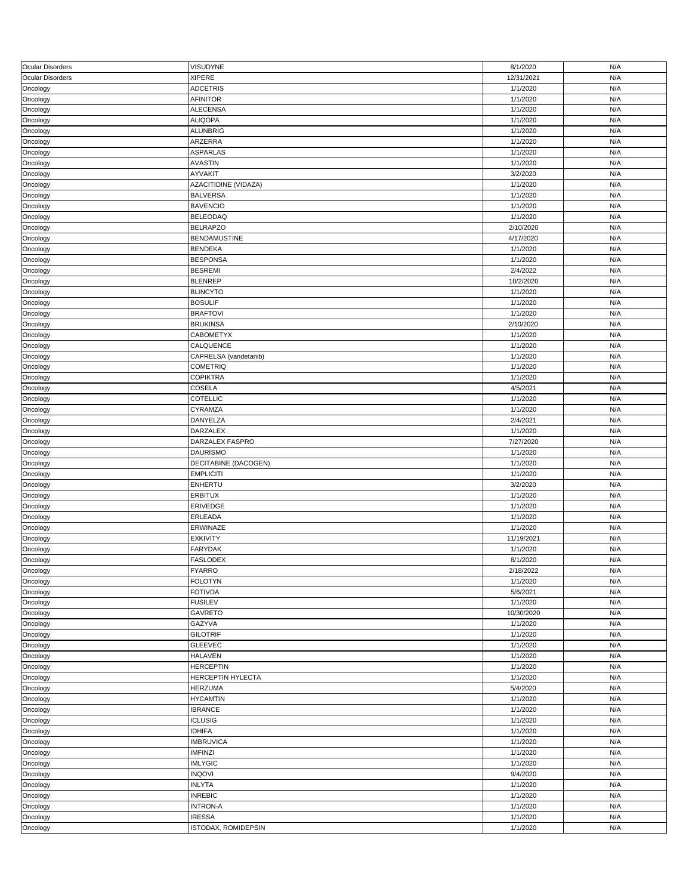| | | | |
|---|---|---|---|
| Ocular Disorders | VISUDYNE | 8/1/2020 | N/A |
| Ocular Disorders | XIPERE | 12/31/2021 | N/A |
| Oncology | ADCETRIS | 1/1/2020 | N/A |
| Oncology | AFINITOR | 1/1/2020 | N/A |
| Oncology | ALECENSA | 1/1/2020 | N/A |
| Oncology | ALIQOPA | 1/1/2020 | N/A |
| Oncology | ALUNBRIG | 1/1/2020 | N/A |
| Oncology | ARZERRA | 1/1/2020 | N/A |
| Oncology | ASPARLAS | 1/1/2020 | N/A |
| Oncology | AVASTIN | 1/1/2020 | N/A |
| Oncology | AYVAKIT | 3/2/2020 | N/A |
| Oncology | AZACITIDINE (VIDAZA) | 1/1/2020 | N/A |
| Oncology | BALVERSA | 1/1/2020 | N/A |
| Oncology | BAVENCIO | 1/1/2020 | N/A |
| Oncology | BELEODAQ | 1/1/2020 | N/A |
| Oncology | BELRAPZO | 2/10/2020 | N/A |
| Oncology | BENDAMUSTINE | 4/17/2020 | N/A |
| Oncology | BENDEKA | 1/1/2020 | N/A |
| Oncology | BESPONSA | 1/1/2020 | N/A |
| Oncology | BESREMI | 2/4/2022 | N/A |
| Oncology | BLENREP | 10/2/2020 | N/A |
| Oncology | BLINCYTO | 1/1/2020 | N/A |
| Oncology | BOSULIF | 1/1/2020 | N/A |
| Oncology | BRAFTOVI | 1/1/2020 | N/A |
| Oncology | BRUKINSA | 2/10/2020 | N/A |
| Oncology | CABOMETYX | 1/1/2020 | N/A |
| Oncology | CALQUENCE | 1/1/2020 | N/A |
| Oncology | CAPRELSA (vandetanib) | 1/1/2020 | N/A |
| Oncology | COMETRIQ | 1/1/2020 | N/A |
| Oncology | COPIKTRA | 1/1/2020 | N/A |
| Oncology | COSELA | 4/5/2021 | N/A |
| Oncology | COTELLIC | 1/1/2020 | N/A |
| Oncology | CYRAMZA | 1/1/2020 | N/A |
| Oncology | DANYELZA | 2/4/2021 | N/A |
| Oncology | DARZALEX | 1/1/2020 | N/A |
| Oncology | DARZALEX FASPRO | 7/27/2020 | N/A |
| Oncology | DAURISMO | 1/1/2020 | N/A |
| Oncology | DECITABINE (DACOGEN) | 1/1/2020 | N/A |
| Oncology | EMPLICITI | 1/1/2020 | N/A |
| Oncology | ENHERTU | 3/2/2020 | N/A |
| Oncology | ERBITUX | 1/1/2020 | N/A |
| Oncology | ERIVEDGE | 1/1/2020 | N/A |
| Oncology | ERLEADA | 1/1/2020 | N/A |
| Oncology | ERWINAZE | 1/1/2020 | N/A |
| Oncology | EXKIVITY | 11/19/2021 | N/A |
| Oncology | FARYDAK | 1/1/2020 | N/A |
| Oncology | FASLODEX | 8/1/2020 | N/A |
| Oncology | FYARRO | 2/18/2022 | N/A |
| Oncology | FOLOTYN | 1/1/2020 | N/A |
| Oncology | FOTIVDA | 5/6/2021 | N/A |
| Oncology | FUSILEV | 1/1/2020 | N/A |
| Oncology | GAVRETO | 10/30/2020 | N/A |
| Oncology | GAZYVA | 1/1/2020 | N/A |
| Oncology | GILOTRIF | 1/1/2020 | N/A |
| Oncology | GLEEVEC | 1/1/2020 | N/A |
| Oncology | HALAVEN | 1/1/2020 | N/A |
| Oncology | HERCEPTIN | 1/1/2020 | N/A |
| Oncology | HERCEPTIN HYLECTA | 1/1/2020 | N/A |
| Oncology | HERZUMA | 5/4/2020 | N/A |
| Oncology | HYCAMTIN | 1/1/2020 | N/A |
| Oncology | IBRANCE | 1/1/2020 | N/A |
| Oncology | ICLUSIG | 1/1/2020 | N/A |
| Oncology | IDHIFA | 1/1/2020 | N/A |
| Oncology | IMBRUVICA | 1/1/2020 | N/A |
| Oncology | IMFINZI | 1/1/2020 | N/A |
| Oncology | IMLYGIC | 1/1/2020 | N/A |
| Oncology | INQOVI | 9/4/2020 | N/A |
| Oncology | INLYTA | 1/1/2020 | N/A |
| Oncology | INREBIC | 1/1/2020 | N/A |
| Oncology | INTRON-A | 1/1/2020 | N/A |
| Oncology | IRESSA | 1/1/2020 | N/A |
| Oncology | ISTODAX, ROMIDEPSIN | 1/1/2020 | N/A |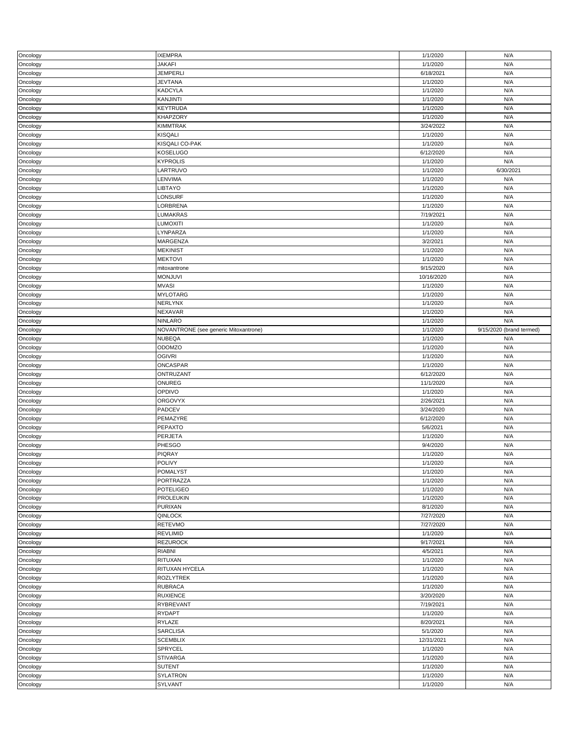| Oncology | IXEMPRA | 1/1/2020 | N/A |
|---|---|---|---|
| Oncology | JAKAFI | 1/1/2020 | N/A |
| Oncology | JEMPERLI | 6/18/2021 | N/A |
| Oncology | JEVTANA | 1/1/2020 | N/A |
| Oncology | KADCYLA | 1/1/2020 | N/A |
| Oncology | KANJINTI | 1/1/2020 | N/A |
| Oncology | KEYTRUDA | 1/1/2020 | N/A |
| Oncology | KHAPZORY | 1/1/2020 | N/A |
| Oncology | KIMMTRAK | 3/24/2022 | N/A |
| Oncology | KISQALI | 1/1/2020 | N/A |
| Oncology | KISQALI CO-PAK | 1/1/2020 | N/A |
| Oncology | KOSELUGO | 6/12/2020 | N/A |
| Oncology | KYPROLIS | 1/1/2020 | N/A |
| Oncology | LARTRUVO | 1/1/2020 | 6/30/2021 |
| Oncology | LENVIMA | 1/1/2020 | N/A |
| Oncology | LIBTAYO | 1/1/2020 | N/A |
| Oncology | LONSURF | 1/1/2020 | N/A |
| Oncology | LORBRENA | 1/1/2020 | N/A |
| Oncology | LUMAKRAS | 7/19/2021 | N/A |
| Oncology | LUMOXITI | 1/1/2020 | N/A |
| Oncology | LYNPARZA | 1/1/2020 | N/A |
| Oncology | MARGENZA | 3/2/2021 | N/A |
| Oncology | MEKINIST | 1/1/2020 | N/A |
| Oncology | MEKTOVI | 1/1/2020 | N/A |
| Oncology | mitoxantrone | 9/15/2020 | N/A |
| Oncology | MONJUVI | 10/16/2020 | N/A |
| Oncology | MVASI | 1/1/2020 | N/A |
| Oncology | MYLOTARG | 1/1/2020 | N/A |
| Oncology | NERLYNX | 1/1/2020 | N/A |
| Oncology | NEXAVAR | 1/1/2020 | N/A |
| Oncology | NINLARO | 1/1/2020 | N/A |
| Oncology | NOVANTRONE (see generic Mitoxantrone) | 1/1/2020 | 9/15/2020 (brand termed) |
| Oncology | NUBEQA | 1/1/2020 | N/A |
| Oncology | ODOMZO | 1/1/2020 | N/A |
| Oncology | OGIVRI | 1/1/2020 | N/A |
| Oncology | ONCASPAR | 1/1/2020 | N/A |
| Oncology | ONTRUZANT | 6/12/2020 | N/A |
| Oncology | ONUREG | 11/1/2020 | N/A |
| Oncology | OPDIVO | 1/1/2020 | N/A |
| Oncology | ORGOVYX | 2/26/2021 | N/A |
| Oncology | PADCEV | 3/24/2020 | N/A |
| Oncology | PEMAZYRE | 6/12/2020 | N/A |
| Oncology | PEPAXTO | 5/6/2021 | N/A |
| Oncology | PERJETA | 1/1/2020 | N/A |
| Oncology | PHESGO | 9/4/2020 | N/A |
| Oncology | PIQRAY | 1/1/2020 | N/A |
| Oncology | POLIVY | 1/1/2020 | N/A |
| Oncology | POMALYST | 1/1/2020 | N/A |
| Oncology | PORTRAZZA | 1/1/2020 | N/A |
| Oncology | POTELIGEO | 1/1/2020 | N/A |
| Oncology | PROLEUKIN | 1/1/2020 | N/A |
| Oncology | PURIXAN | 8/1/2020 | N/A |
| Oncology | QINLOCK | 7/27/2020 | N/A |
| Oncology | RETEVMO | 7/27/2020 | N/A |
| Oncology | REVLIMID | 1/1/2020 | N/A |
| Oncology | REZUROCK | 9/17/2021 | N/A |
| Oncology | RIABNI | 4/5/2021 | N/A |
| Oncology | RITUXAN | 1/1/2020 | N/A |
| Oncology | RITUXAN HYCELA | 1/1/2020 | N/A |
| Oncology | ROZLYTREK | 1/1/2020 | N/A |
| Oncology | RUBRACA | 1/1/2020 | N/A |
| Oncology | RUXIENCE | 3/20/2020 | N/A |
| Oncology | RYBREVANT | 7/19/2021 | N/A |
| Oncology | RYDAPT | 1/1/2020 | N/A |
| Oncology | RYLAZE | 8/20/2021 | N/A |
| Oncology | SARCLISA | 5/1/2020 | N/A |
| Oncology | SCEMBLIX | 12/31/2021 | N/A |
| Oncology | SPRYCEL | 1/1/2020 | N/A |
| Oncology | STIVARGA | 1/1/2020 | N/A |
| Oncology | SUTENT | 1/1/2020 | N/A |
| Oncology | SYLATRON | 1/1/2020 | N/A |
| Oncology | SYLVANT | 1/1/2020 | N/A |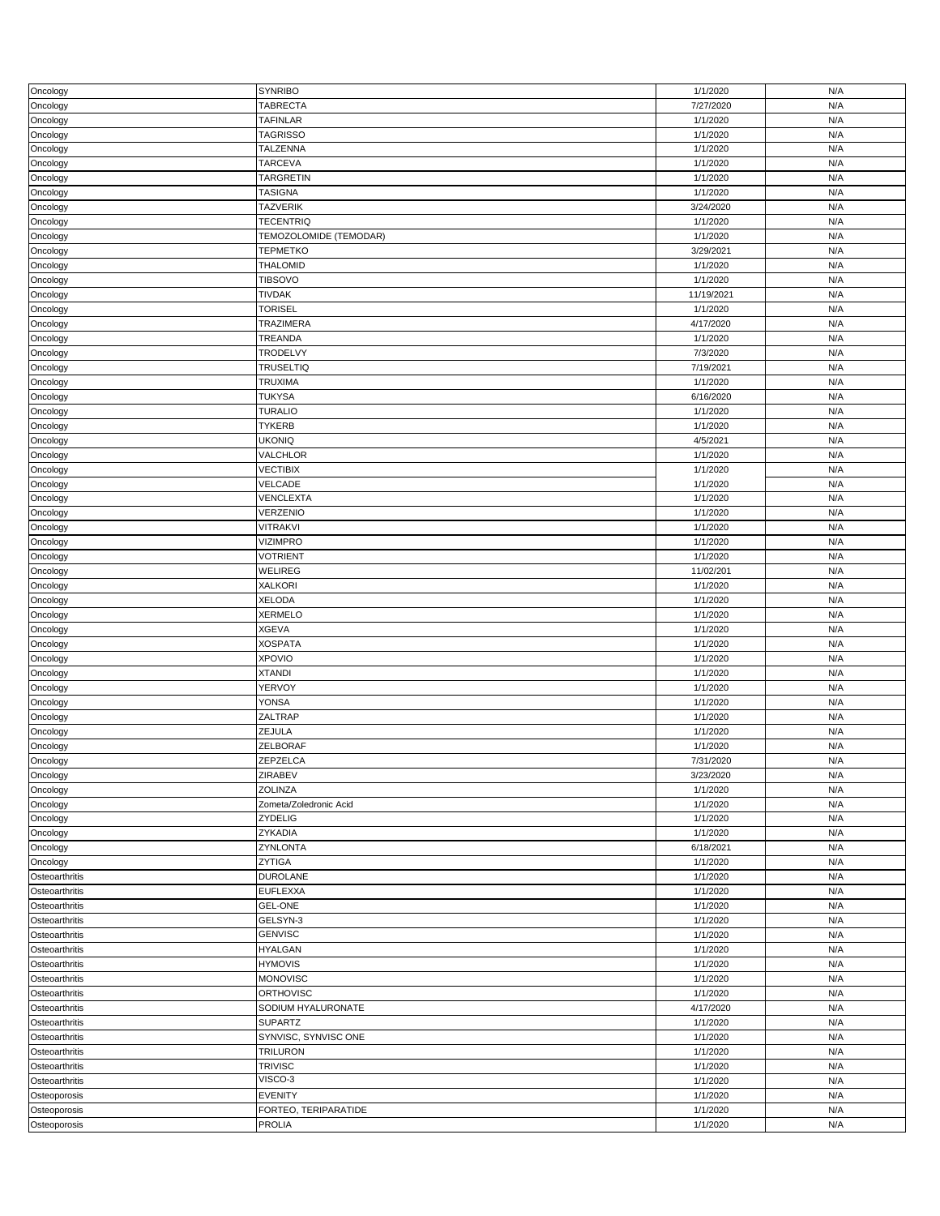| Oncology | SYNRIBO | 1/1/2020 | N/A |
|---|---|---|---|
| Oncology | TABRECTA | 7/27/2020 | N/A |
| Oncology | TAFINLAR | 1/1/2020 | N/A |
| Oncology | TAGRISSO | 1/1/2020 | N/A |
| Oncology | TALZENNA | 1/1/2020 | N/A |
| Oncology | TARCEVA | 1/1/2020 | N/A |
| Oncology | TARGRETIN | 1/1/2020 | N/A |
| Oncology | TASIGNA | 1/1/2020 | N/A |
| Oncology | TAZVERIK | 3/24/2020 | N/A |
| Oncology | TECENTRIQ | 1/1/2020 | N/A |
| Oncology | TEMOZOLOMIDE (TEMODAR) | 1/1/2020 | N/A |
| Oncology | TEPMETKO | 3/29/2021 | N/A |
| Oncology | THALOMID | 1/1/2020 | N/A |
| Oncology | TIBSOVO | 1/1/2020 | N/A |
| Oncology | TIVDAK | 11/19/2021 | N/A |
| Oncology | TORISEL | 1/1/2020 | N/A |
| Oncology | TRAZIMERA | 4/17/2020 | N/A |
| Oncology | TREANDA | 1/1/2020 | N/A |
| Oncology | TRODELVY | 7/3/2020 | N/A |
| Oncology | TRUSELTIQ | 7/19/2021 | N/A |
| Oncology | TRUXIMA | 1/1/2020 | N/A |
| Oncology | TUKYSA | 6/16/2020 | N/A |
| Oncology | TURALIO | 1/1/2020 | N/A |
| Oncology | TYKERB | 1/1/2020 | N/A |
| Oncology | UKONIQ | 4/5/2021 | N/A |
| Oncology | VALCHLOR | 1/1/2020 | N/A |
| Oncology | VECTIBIX | 1/1/2020 | N/A |
| Oncology | VELCADE | 1/1/2020 | N/A |
| Oncology | VENCLEXTA | 1/1/2020 | N/A |
| Oncology | VERZENIO | 1/1/2020 | N/A |
| Oncology | VITRAKVI | 1/1/2020 | N/A |
| Oncology | VIZIMPRO | 1/1/2020 | N/A |
| Oncology | VOTRIENT | 1/1/2020 | N/A |
| Oncology | WELIREG | 11/02/201 | N/A |
| Oncology | XALKORI | 1/1/2020 | N/A |
| Oncology | XELODA | 1/1/2020 | N/A |
| Oncology | XERMELO | 1/1/2020 | N/A |
| Oncology | XGEVA | 1/1/2020 | N/A |
| Oncology | XOSPATA | 1/1/2020 | N/A |
| Oncology | XPOVIO | 1/1/2020 | N/A |
| Oncology | XTANDI | 1/1/2020 | N/A |
| Oncology | YERVOY | 1/1/2020 | N/A |
| Oncology | YONSA | 1/1/2020 | N/A |
| Oncology | ZALTRAP | 1/1/2020 | N/A |
| Oncology | ZEJULA | 1/1/2020 | N/A |
| Oncology | ZELBORAF | 1/1/2020 | N/A |
| Oncology | ZEPZELCA | 7/31/2020 | N/A |
| Oncology | ZIRABEV | 3/23/2020 | N/A |
| Oncology | ZOLINZA | 1/1/2020 | N/A |
| Oncology | Zometa/Zoledronic Acid | 1/1/2020 | N/A |
| Oncology | ZYDELIG | 1/1/2020 | N/A |
| Oncology | ZYKADIA | 1/1/2020 | N/A |
| Oncology | ZYNLONTA | 6/18/2021 | N/A |
| Oncology | ZYTIGA | 1/1/2020 | N/A |
| Osteoarthritis | DUROLANE | 1/1/2020 | N/A |
| Osteoarthritis | EUFLEXXA | 1/1/2020 | N/A |
| Osteoarthritis | GEL-ONE | 1/1/2020 | N/A |
| Osteoarthritis | GELSYN-3 | 1/1/2020 | N/A |
| Osteoarthritis | GENVISC | 1/1/2020 | N/A |
| Osteoarthritis | HYALGAN | 1/1/2020 | N/A |
| Osteoarthritis | HYMOVIS | 1/1/2020 | N/A |
| Osteoarthritis | MONOVISC | 1/1/2020 | N/A |
| Osteoarthritis | ORTHOVISC | 1/1/2020 | N/A |
| Osteoarthritis | SODIUM HYALURONATE | 4/17/2020 | N/A |
| Osteoarthritis | SUPARTZ | 1/1/2020 | N/A |
| Osteoarthritis | SYNVISC, SYNVISC ONE | 1/1/2020 | N/A |
| Osteoarthritis | TRILURON | 1/1/2020 | N/A |
| Osteoarthritis | TRIVISC | 1/1/2020 | N/A |
| Osteoarthritis | VISCO-3 | 1/1/2020 | N/A |
| Osteoporosis | EVENITY | 1/1/2020 | N/A |
| Osteoporosis | FORTEO, TERIPARATIDE | 1/1/2020 | N/A |
| Osteoporosis | PROLIA | 1/1/2020 | N/A |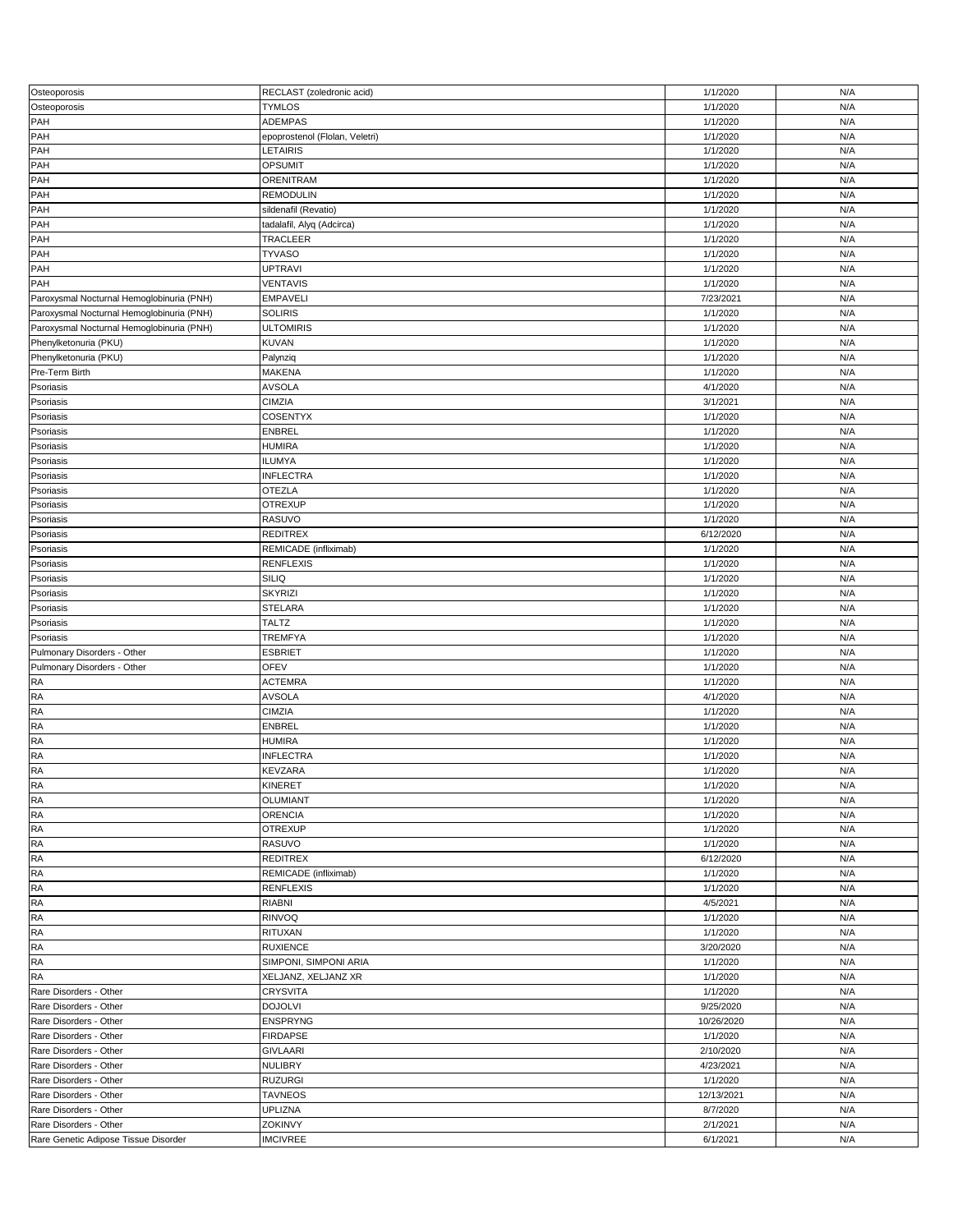| | | | |
|---|---|---|---|
| Osteoporosis | RECLAST (zoledronic acid) | 1/1/2020 | N/A |
| Osteoporosis | TYMLOS | 1/1/2020 | N/A |
| PAH | ADEMPAS | 1/1/2020 | N/A |
| PAH | epoprostenol (Flolan, Veletri) | 1/1/2020 | N/A |
| PAH | LETAIRIS | 1/1/2020 | N/A |
| PAH | OPSUMIT | 1/1/2020 | N/A |
| PAH | ORENITRAM | 1/1/2020 | N/A |
| PAH | REMODULIN | 1/1/2020 | N/A |
| PAH | sildenafil (Revatio) | 1/1/2020 | N/A |
| PAH | tadalafil, Alyq (Adcirca) | 1/1/2020 | N/A |
| PAH | TRACLEER | 1/1/2020 | N/A |
| PAH | TYVASO | 1/1/2020 | N/A |
| PAH | UPTRAVI | 1/1/2020 | N/A |
| PAH | VENTAVIS | 1/1/2020 | N/A |
| Paroxysmal Nocturnal Hemoglobinuria (PNH) | EMPAVELI | 7/23/2021 | N/A |
| Paroxysmal Nocturnal Hemoglobinuria (PNH) | SOLIRIS | 1/1/2020 | N/A |
| Paroxysmal Nocturnal Hemoglobinuria (PNH) | ULTOMIRIS | 1/1/2020 | N/A |
| Phenylketonuria (PKU) | KUVAN | 1/1/2020 | N/A |
| Phenylketonuria (PKU) | Palynziq | 1/1/2020 | N/A |
| Pre-Term Birth | MAKENA | 1/1/2020 | N/A |
| Psoriasis | AVSOLA | 4/1/2020 | N/A |
| Psoriasis | CIMZIA | 3/1/2021 | N/A |
| Psoriasis | COSENTYX | 1/1/2020 | N/A |
| Psoriasis | ENBREL | 1/1/2020 | N/A |
| Psoriasis | HUMIRA | 1/1/2020 | N/A |
| Psoriasis | ILUMYA | 1/1/2020 | N/A |
| Psoriasis | INFLECTRA | 1/1/2020 | N/A |
| Psoriasis | OTEZLA | 1/1/2020 | N/A |
| Psoriasis | OTREXUP | 1/1/2020 | N/A |
| Psoriasis | RASUVO | 1/1/2020 | N/A |
| Psoriasis | REDITREX | 6/12/2020 | N/A |
| Psoriasis | REMICADE (infliximab) | 1/1/2020 | N/A |
| Psoriasis | RENFLEXIS | 1/1/2020 | N/A |
| Psoriasis | SILIQ | 1/1/2020 | N/A |
| Psoriasis | SKYRIZI | 1/1/2020 | N/A |
| Psoriasis | STELARA | 1/1/2020 | N/A |
| Psoriasis | TALTZ | 1/1/2020 | N/A |
| Psoriasis | TREMFYA | 1/1/2020 | N/A |
| Pulmonary Disorders - Other | ESBRIET | 1/1/2020 | N/A |
| Pulmonary Disorders - Other | OFEV | 1/1/2020 | N/A |
| RA | ACTEMRA | 1/1/2020 | N/A |
| RA | AVSOLA | 4/1/2020 | N/A |
| RA | CIMZIA | 1/1/2020 | N/A |
| RA | ENBREL | 1/1/2020 | N/A |
| RA | HUMIRA | 1/1/2020 | N/A |
| RA | INFLECTRA | 1/1/2020 | N/A |
| RA | KEVZARA | 1/1/2020 | N/A |
| RA | KINERET | 1/1/2020 | N/A |
| RA | OLUMIANT | 1/1/2020 | N/A |
| RA | ORENCIA | 1/1/2020 | N/A |
| RA | OTREXUP | 1/1/2020 | N/A |
| RA | RASUVO | 1/1/2020 | N/A |
| RA | REDITREX | 6/12/2020 | N/A |
| RA | REMICADE (infliximab) | 1/1/2020 | N/A |
| RA | RENFLEXIS | 1/1/2020 | N/A |
| RA | RIABNI | 4/5/2021 | N/A |
| RA | RINVOQ | 1/1/2020 | N/A |
| RA | RITUXAN | 1/1/2020 | N/A |
| RA | RUXIENCE | 3/20/2020 | N/A |
| RA | SIMPONI, SIMPONI ARIA | 1/1/2020 | N/A |
| RA | XELJANZ, XELJANZ XR | 1/1/2020 | N/A |
| Rare Disorders - Other | CRYSVITA | 1/1/2020 | N/A |
| Rare Disorders - Other | DOJOLVI | 9/25/2020 | N/A |
| Rare Disorders - Other | ENSPRYNG | 10/26/2020 | N/A |
| Rare Disorders - Other | FIRDAPSE | 1/1/2020 | N/A |
| Rare Disorders - Other | GIVLAARI | 2/10/2020 | N/A |
| Rare Disorders - Other | NULIBRY | 4/23/2021 | N/A |
| Rare Disorders - Other | RUZURGI | 1/1/2020 | N/A |
| Rare Disorders - Other | TAVNEOS | 12/13/2021 | N/A |
| Rare Disorders - Other | UPLIZNA | 8/7/2020 | N/A |
| Rare Disorders - Other | ZOKINVY | 2/1/2021 | N/A |
| Rare Genetic Adipose Tissue Disorder | IMCIVREE | 6/1/2021 | N/A |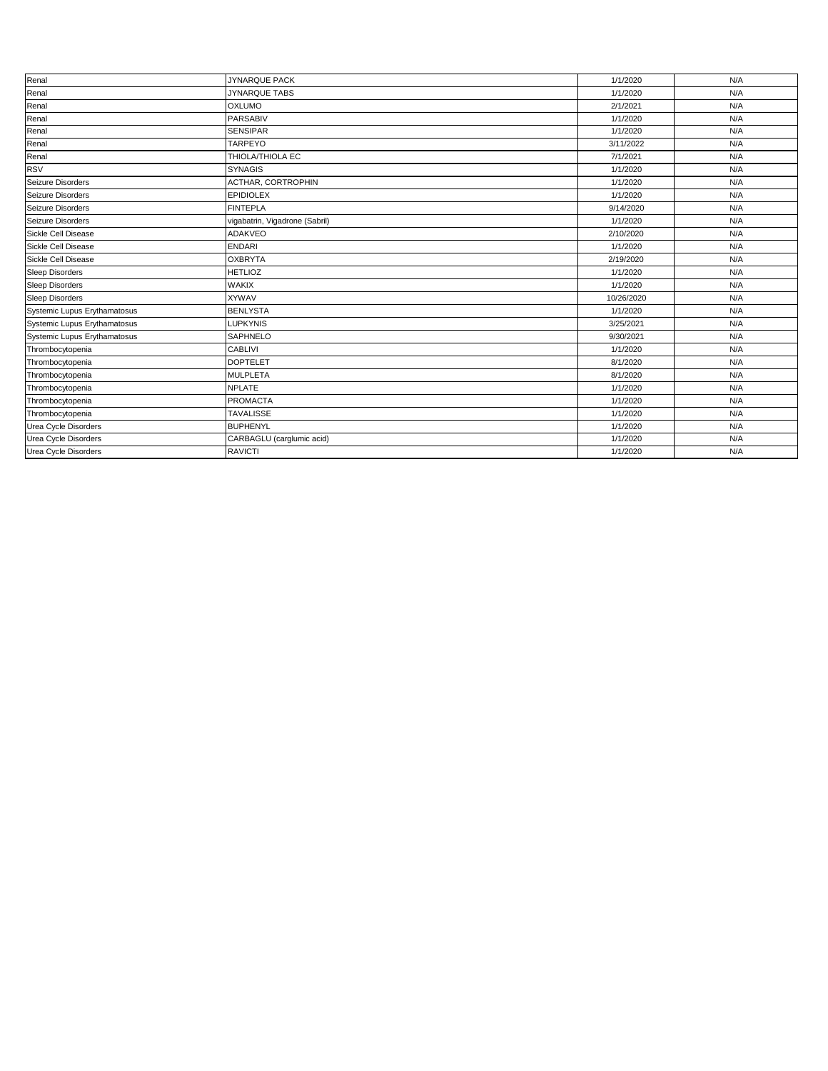| | | | |
|---|---|---|---|
| Renal | JYNARQUE PACK | 1/1/2020 | N/A |
| Renal | JYNARQUE TABS | 1/1/2020 | N/A |
| Renal | OXLUMO | 2/1/2021 | N/A |
| Renal | PARSABIV | 1/1/2020 | N/A |
| Renal | SENSIPAR | 1/1/2020 | N/A |
| Renal | TARPEYO | 3/11/2022 | N/A |
| Renal | THIOLA/THIOLA EC | 7/1/2021 | N/A |
| RSV | SYNAGIS | 1/1/2020 | N/A |
| Seizure Disorders | ACTHAR, CORTROPHIN | 1/1/2020 | N/A |
| Seizure Disorders | EPIDIOLEX | 1/1/2020 | N/A |
| Seizure Disorders | FINTEPLA | 9/14/2020 | N/A |
| Seizure Disorders | vigabatrin, Vigadrone (Sabril) | 1/1/2020 | N/A |
| Sickle Cell Disease | ADAKVEO | 2/10/2020 | N/A |
| Sickle Cell Disease | ENDARI | 1/1/2020 | N/A |
| Sickle Cell Disease | OXBRYTA | 2/19/2020 | N/A |
| Sleep Disorders | HETLIOZ | 1/1/2020 | N/A |
| Sleep Disorders | WAKIX | 1/1/2020 | N/A |
| Sleep Disorders | XYWAV | 10/26/2020 | N/A |
| Systemic Lupus Erythamatosus | BENLYSTA | 1/1/2020 | N/A |
| Systemic Lupus Erythamatosus | LUPKYNIS | 3/25/2021 | N/A |
| Systemic Lupus Erythamatosus | SAPHNELO | 9/30/2021 | N/A |
| Thrombocytopenia | CABLIVI | 1/1/2020 | N/A |
| Thrombocytopenia | DOPTELET | 8/1/2020 | N/A |
| Thrombocytopenia | MULPLETA | 8/1/2020 | N/A |
| Thrombocytopenia | NPLATE | 1/1/2020 | N/A |
| Thrombocytopenia | PROMACTA | 1/1/2020 | N/A |
| Thrombocytopenia | TAVALISSE | 1/1/2020 | N/A |
| Urea Cycle Disorders | BUPHENYL | 1/1/2020 | N/A |
| Urea Cycle Disorders | CARBAGLU (carglumic acid) | 1/1/2020 | N/A |
| Urea Cycle Disorders | RAVICTI | 1/1/2020 | N/A |